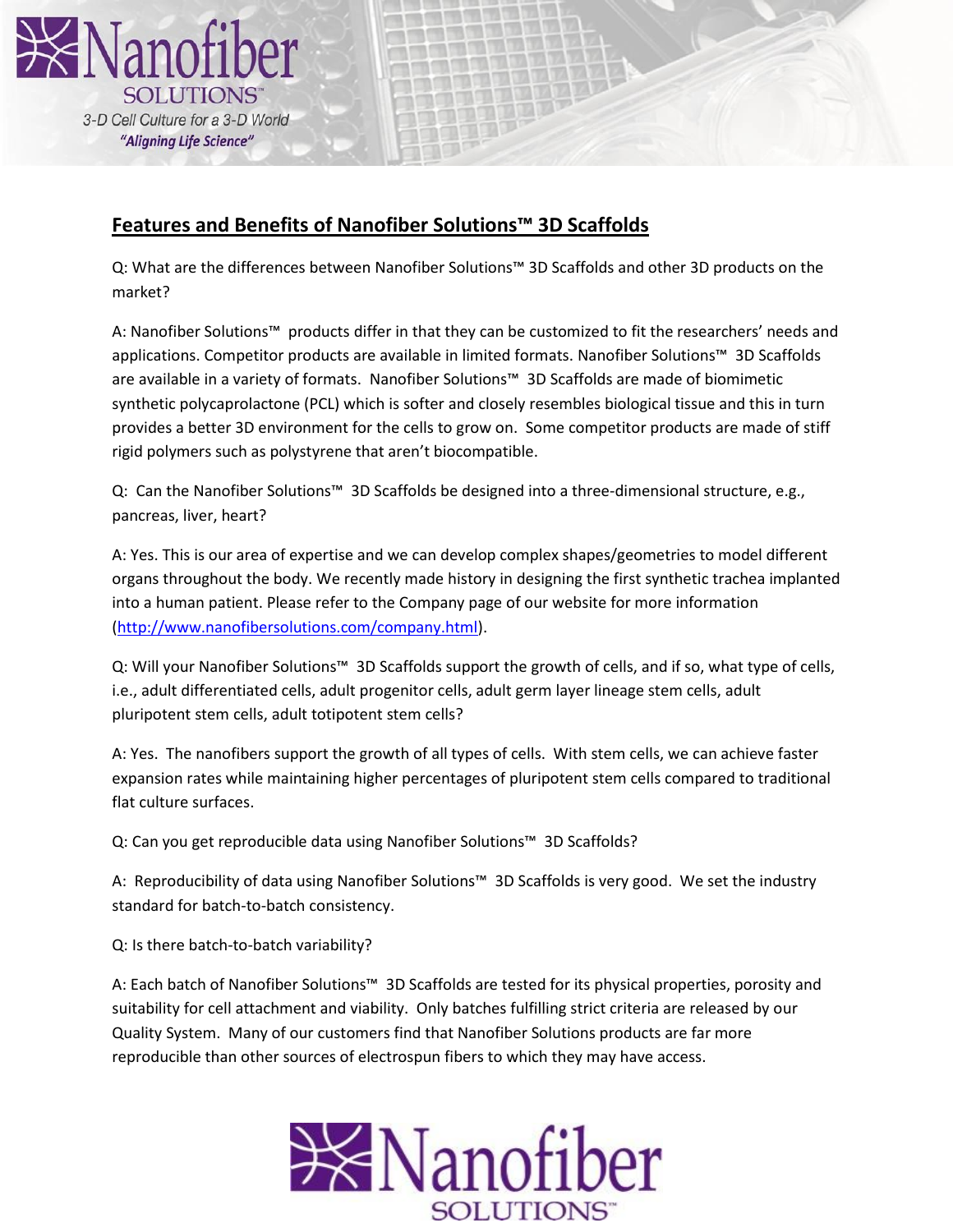## Features and Benefits of Nanofiber Solutions™ 3D Scaffolds

Q: What are the differences between Nanofiber Solutions™ 3D Scaffolds and other 3D products on the market?

A: Nanofiber Solutions™ products differ in that they can be customized to fit the researchers' needs and applications. Competitor products are available in limited formats. Nanofiber Solutions™ 3D Scaffolds are available in a variety of formats. Nanofiber Solutions™ 3D Scaffolds are made of biomimetic synthetic polycaprolactone (PCL) which is softer and closely resembles biological tissue and this in turn provides a better 3D environment for the cells to grow on. Some competitor products are made of stiff rigid polymers such as polystyrene that aren't biocompatible.

Q: Can the Nanofiber Solutions™ 3D Scaffolds be designed into a three-dimensional structure, e.g., pancreas, liver, heart?

A: Yes. This is our area of expertise and we can develop complex shapes/geometries to model different organs throughout the body. We recently made history in designing the first synthetic trachea implanted into a human patient. Please refer to the Company page of our website for more information (http://www.nanofibersolutions.com/company.html).

Q: Will your Nanofiber Solutions™ 3D Scaffolds support the growth of cells, and if so, what type of cells, i.e., adult differentiated cells, adult progenitor cells, adult germ layer lineage stem cells, adult pluripotent stem cells, adult totipotent stem cells?

A: Yes. The nanofibers support the growth of all types of cells. With stem cells, we can achieve faster expansion rates while maintaining higher percentages of pluripotent stem cells compared to traditional flat culture surfaces.

Q: Can you get reproducible data using Nanofiber Solutions™ 3D Scaffolds?

A: Reproducibility of data using Nanofiber Solutions™ 3D Scaffolds is very good. We set the industry standard for batch-to-batch consistency.

Q: Is there batch-to-batch variability?

A: Each batch of Nanofiber Solutions™ 3D Scaffolds are tested for its physical properties, porosity and suitability for cell attachment and viability. Only batches fulfilling strict criteria are released by our Quality System. Many of our customers find that Nanofiber Solutions products are far more reproducible than other sources of electrospun fibers to which they may have access.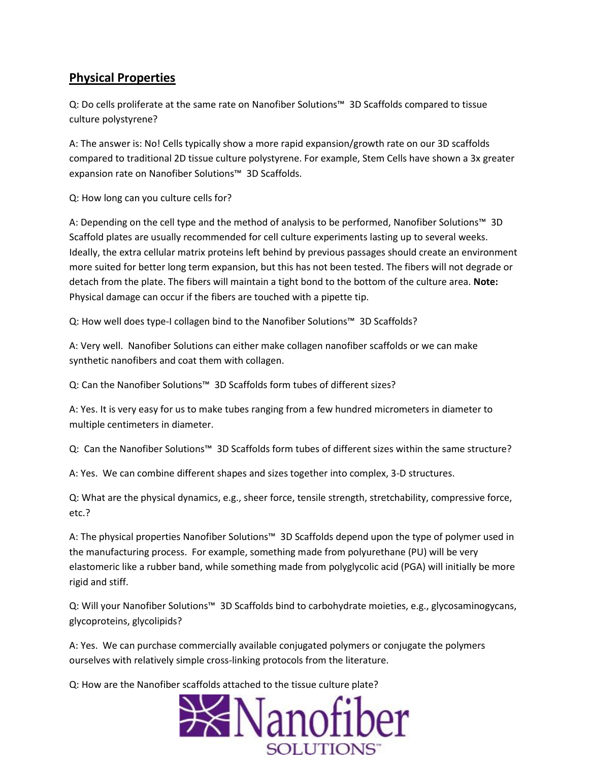## **Physical Properties**

Q: Do cells proliferate at the same rate on Nanofiber Solutions™ 3D Scaffolds compared to tissue culture polystyrene?

A: The answer is: No! Cells typically show a more rapid expansion/growth rate on our 3D scaffolds compared to traditional 2D tissue culture polystyrene. For example, Stem Cells have shown a 3x greater expansion rate on Nanofiber Solutions™ 3D Scaffolds.

Q: How long can you culture cells for?

A: Depending on the cell type and the method of analysis to be performed, Nanofiber Solutions™ 3D Scaffold plates are usually recommended for cell culture experiments lasting up to several weeks. Ideally, the extra cellular matrix proteins left behind by previous passages should create an environment more suited for better long term expansion, but this has not been tested. The fibers will not degrade or detach from the plate. The fibers will maintain a tight bond to the bottom of the culture area. **Note:** Physical damage can occur if the fibers are touched with a pipette tip.

Q: How well does type-I collagen bind to the Nanofiber Solutions™ 3D Scaffolds?

A: Very well. Nanofiber Solutions can either make collagen nanofiber scaffolds or we can make synthetic nanofibers and coat them with collagen.

Q: Can the Nanofiber Solutions™ 3D Scaffolds form tubes of different sizes?

A: Yes. It is very easy for us to make tubes ranging from a few hundred micrometers in diameter to multiple centimeters in diameter.

Q: Can the Nanofiber Solutions™ 3D Scaffolds form tubes of different sizes within the same structure?

A: Yes. We can combine different shapes and sizes together into complex, 3-D structures.

Q: What are the physical dynamics, e.g., sheer force, tensile strength, stretchability, compressive force, etc.?

A: The physical properties Nanofiber Solutions™ 3D Scaffolds depend upon the type of polymer used in the manufacturing process. For example, something made from polyurethane (PU) will be very elastomeric like a rubber band, while something made from polyglycolic acid (PGA) will initially be more rigid and stiff.

Q: Will your Nanofiber Solutions™ 3D Scaffolds bind to carbohydrate moieties, e.g., glycosaminogycans, glycoproteins, glycolipids?

A: Yes. We can purchase commercially available conjugated polymers or conjugate the polymers ourselves with relatively simple cross-linking protocols from the literature.

Q: How are the Nanofiber scaffolds attached to the tissue culture plate?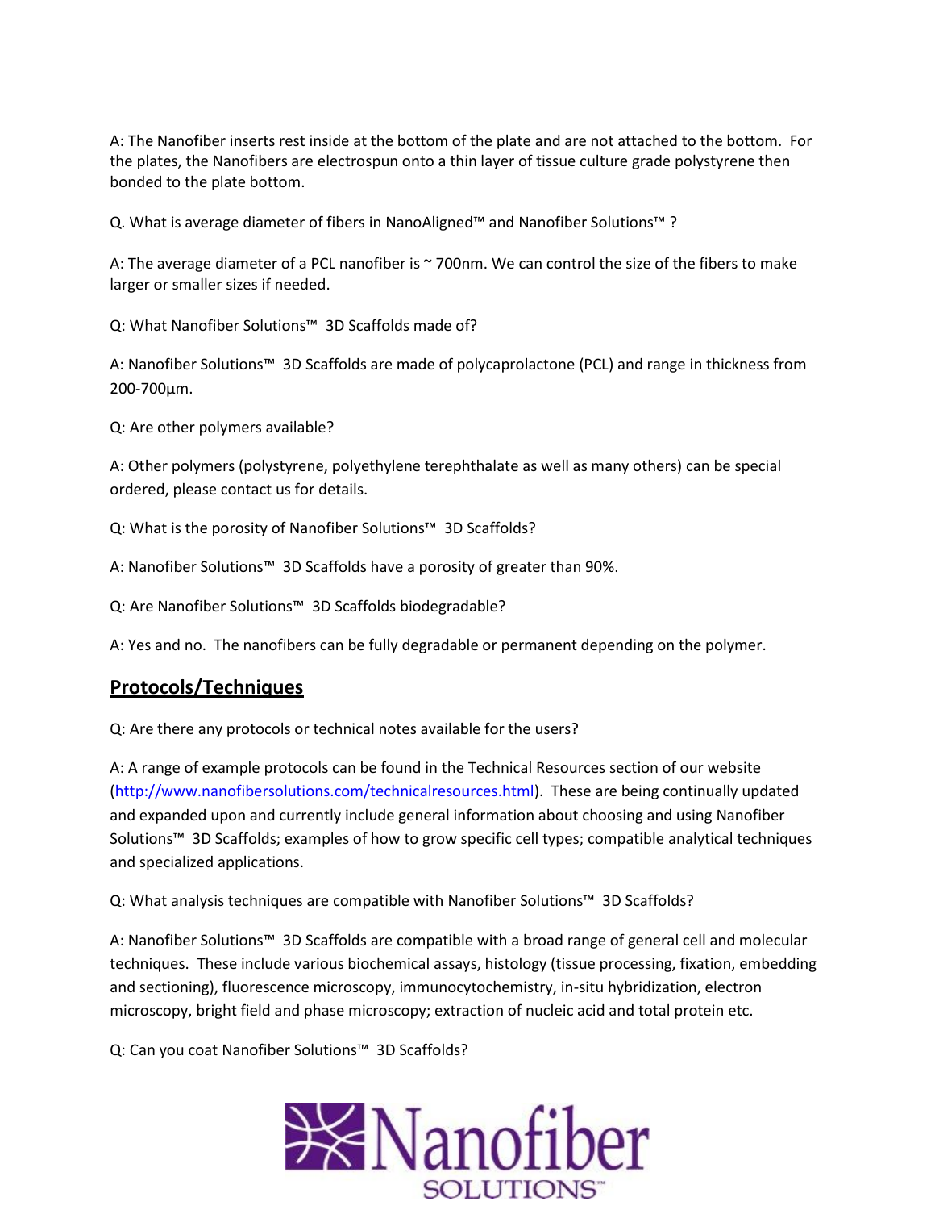A: The Nanofiber inserts rest inside at the bottom of the plate and are not attached to the bottom. For the plates, the Nanofibers are electrospun onto a thin layer of tissue culture grade polystyrene then bonded to the plate bottom.

Q. What is average diameter of fibers in NanoAligned™ and Nanofiber Solutions™ ?

A: The average diameter of a PCL nanofiber is ~ 700nm. We can control the size of the fibers to make larger or smaller sizes if needed.

Q: What Nanofiber Solutions™ 3D Scaffolds made of?

A: Nanofiber Solutions™ 3D Scaffolds are made of polycaprolactone (PCL) and range in thickness from 200-700µm.

Q: Are other polymers available?

A: Other polymers (polystyrene, polyethylene terephthalate as well as many others) can be special ordered, please contact us for details.

Q: What is the porosity of Nanofiber Solutions™ 3D Scaffolds?

A: Nanofiber Solutions™ 3D Scaffolds have a porosity of greater than 90%.

Q: Are Nanofiber Solutions™ 3D Scaffolds biodegradable?

A: Yes and no. The nanofibers can be fully degradable or permanent depending on the polymer.

## Protocols/Techniques

Q: Are there any protocols or technical notes available for the users?

A: A range of example protocols can be found in the Technical Resources section of our website (http://www.nanofibersolutions.com/technicalresources.html). These are being continually updated and expanded upon and currently include general information about choosing and using Nanofiber Solutions™ 3D Scaffolds; examples of how to grow specific cell types; compatible analytical techniques and specialized applications.

Q: What analysis techniques are compatible with Nanofiber Solutions™ 3D Scaffolds?

A: Nanofiber Solutions™ 3D Scaffolds are compatible with a broad range of general cell and molecular techniques. These include various biochemical assays, histology (tissue processing, fixation, embedding and sectioning), fluorescence microscopy, immunocytochemistry, in-situ hybridization, electron microscopy, bright field and phase microscopy; extraction of nucleic acid and total protein etc.

Q: Can you coat Nanofiber Solutions™ 3D Scaffolds?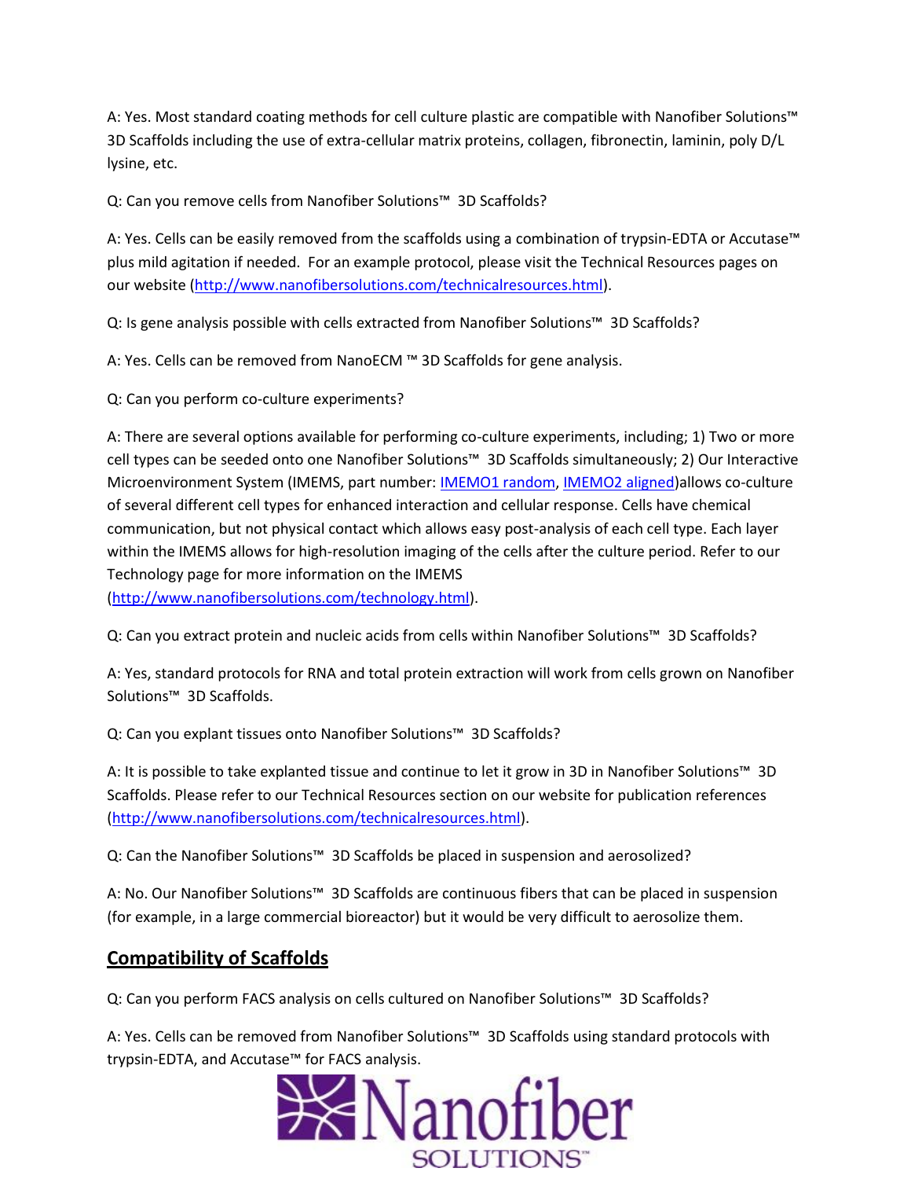A: Yes. Most standard coating methods for cell culture plastic are compatible with Nanofiber Solutions™ 3D Scaffolds including the use of extra-cellular matrix proteins, collagen, fibronectin, laminin, poly D/L lysine, etc.

Q: Can you remove cells from Nanofiber Solutions™ 3D Scaffolds?

A: Yes. Cells can be easily removed from the scaffolds using a combination of trypsin-EDTA or Accutase™ plus mild agitation if needed. For an example protocol, please visit the Technical Resources pages on our website (http://www.nanofibersolutions.com/technicalresources.html).

Q: Is gene analysis possible with cells extracted from Nanofiber Solutions™ 3D Scaffolds?

A: Yes. Cells can be removed from NanoECM ™ 3D Scaffolds for gene analysis.

Q: Can you perform co-culture experiments?

A: There are several options available for performing co-culture experiments, including; 1) Two or more cell types can be seeded onto one Nanofiber Solutions™ 3D Scaffolds simultaneously; 2) Our Interactive Microenvironment System (IMEMS, part number: IMEMO1 random, IMEMO2 aligned)allows co-culture of several different cell types for enhanced interaction and cellular response. Cells have chemical communication, but not physical contact which allows easy post-analysis of each cell type. Each layer within the IMEMS allows for high-resolution imaging of the cells after the culture period. Refer to our Technology page for more information on the IMEMS (http://www.nanofibersolutions.com/technology.html).

Q: Can you extract protein and nucleic acids from cells within Nanofiber Solutions™ 3D Scaffolds?

A: Yes, standard protocols for RNA and total protein extraction will work from cells grown on Nanofiber Solutions™ 3D Scaffolds.

Q: Can you explant tissues onto Nanofiber Solutions™ 3D Scaffolds?

A: It is possible to take explanted tissue and continue to let it grow in 3D in Nanofiber Solutions™ 3D Scaffolds. Please refer to our Technical Resources section on our website for publication references (http://www.nanofibersolutions.com/technicalresources.html).

Q: Can the Nanofiber Solutions™ 3D Scaffolds be placed in suspension and aerosolized?

A: No. Our Nanofiber Solutions™ 3D Scaffolds are continuous fibers that can be placed in suspension (for example, in a large commercial bioreactor) but it would be very difficult to aerosolize them.

## Compatibility of Scaffolds

Q: Can you perform FACS analysis on cells cultured on Nanofiber Solutions™ 3D Scaffolds?

A: Yes. Cells can be removed from Nanofiber Solutions™ 3D Scaffolds using standard protocols with trypsin-EDTA, and Accutase™ for FACS analysis.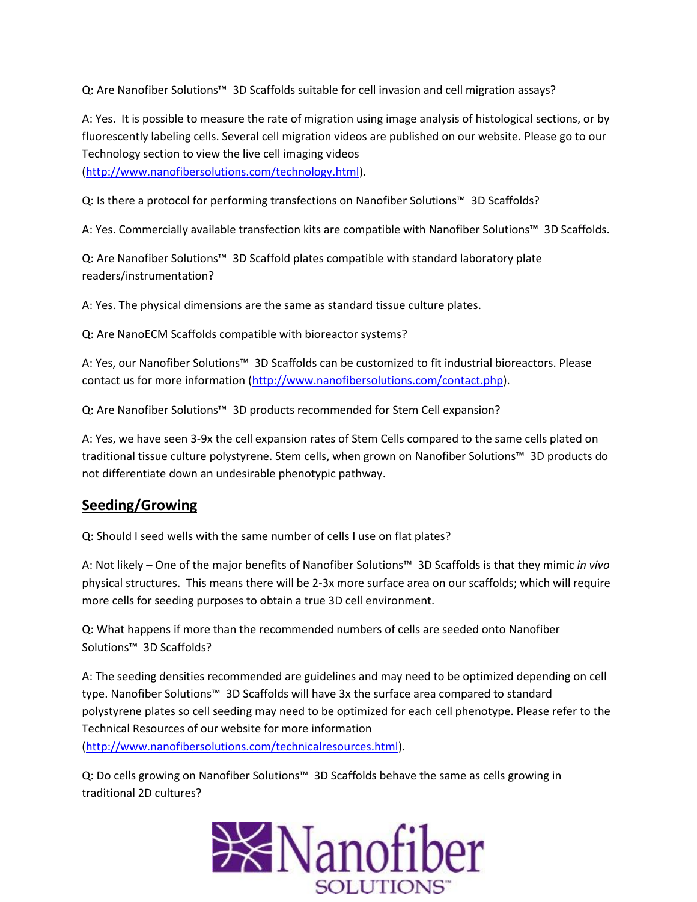Q: Are Nanofiber Solutions™ 3D Scaffolds suitable for cell invasion and cell migration assays?

A: Yes. It is possible to measure the rate of migration using image analysis of histological sections, or by fluorescently labeling cells. Several cell migration videos are published on our website. Please go to our Technology section to view the live cell imaging videos (http://www.nanofibersolutions.com/technology.html).

Q: Is there a protocol for performing transfections on Nanofiber Solutions™ 3D Scaffolds?

A: Yes. Commercially available transfection kits are compatible with Nanofiber Solutions™ 3D Scaffolds.

Q: Are Nanofiber Solutions™ 3D Scaffold plates compatible with standard laboratory plate readers/instrumentation?

A: Yes. The physical dimensions are the same as standard tissue culture plates.

Q: Are NanoECM Scaffolds compatible with bioreactor systems?

A: Yes, our Nanofiber Solutions™ 3D Scaffolds can be customized to fit industrial bioreactors. Please contact us for more information (http://www.nanofibersolutions.com/contact.php).

Q: Are Nanofiber Solutions™ 3D products recommended for Stem Cell expansion?

A: Yes, we have seen 3-9x the cell expansion rates of Stem Cells compared to the same cells plated on traditional tissue culture polystyrene. Stem cells, when grown on Nanofiber Solutions™ 3D products do not differentiate down an undesirable phenotypic pathway.

## Seeding/Growing

Q: Should I seed wells with the same number of cells I use on flat plates?

A: Not likely – One of the major benefits of Nanofiber Solutions™ 3D Scaffolds is that they mimic *in vivo* physical structures. This means there will be 2-3x more surface area on our scaffolds; which will require more cells for seeding purposes to obtain a true 3D cell environment.

Q: What happens if more than the recommended numbers of cells are seeded onto Nanofiber Solutions™ 3D Scaffolds?

A: The seeding densities recommended are guidelines and may need to be optimized depending on cell type. Nanofiber Solutions™ 3D Scaffolds will have 3x the surface area compared to standard polystyrene plates so cell seeding may need to be optimized for each cell phenotype. Please refer to the Technical Resources of our website for more information (http://www.nanofibersolutions.com/technicalresources.html).

Q: Do cells growing on Nanofiber Solutions™ 3D Scaffolds behave the same as cells growing in traditional 2D cultures?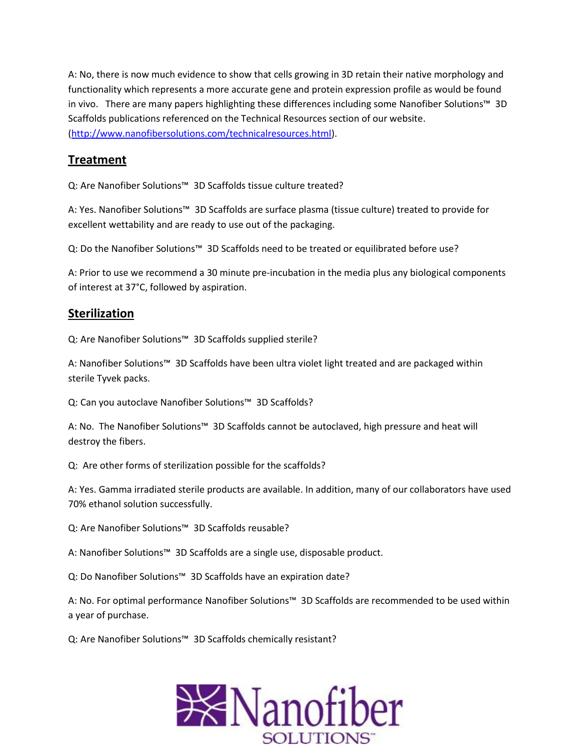A: No, there is now much evidence to show that cells growing in 3D retain their native morphology and functionality which represents a more accurate gene and protein expression profile as would be found in vivo. There are many papers highlighting these differences including some Nanofiber Solutions™ 3D Scaffolds publications referenced on the Technical Resources section of our website. (http://www.nanofibersolutions.com/technicalresources.html).

## Treatment

Q: Are Nanofiber Solutions™ 3D Scaffolds tissue culture treated?

A: Yes. Nanofiber Solutions™ 3D Scaffolds are surface plasma (tissue culture) treated to provide for excellent wettability and are ready to use out of the packaging.

Q: Do the Nanofiber Solutions™ 3D Scaffolds need to be treated or equilibrated before use?

A: Prior to use we recommend a 30 minute pre-incubation in the media plus any biological components of interest at 37°C, followed by aspiration.

## Sterilization

Q: Are Nanofiber Solutions™ 3D Scaffolds supplied sterile?

A: Nanofiber Solutions™ 3D Scaffolds have been ultra violet light treated and are packaged within sterile Tyvek packs.

Q: Can you autoclave Nanofiber Solutions™ 3D Scaffolds?

A: No. The Nanofiber Solutions™ 3D Scaffolds cannot be autoclaved, high pressure and heat will destroy the fibers.

Q: Are other forms of sterilization possible for the scaffolds?

A: Yes. Gamma irradiated sterile products are available. In addition, many of our collaborators have used 70% ethanol solution successfully.

Q: Are Nanofiber Solutions™ 3D Scaffolds reusable?

A: Nanofiber Solutions™ 3D Scaffolds are a single use, disposable product.

Q: Do Nanofiber Solutions™ 3D Scaffolds have an expiration date?

A: No. For optimal performance Nanofiber Solutions™ 3D Scaffolds are recommended to be used within a year of purchase.

Q: Are Nanofiber Solutions™ 3D Scaffolds chemically resistant?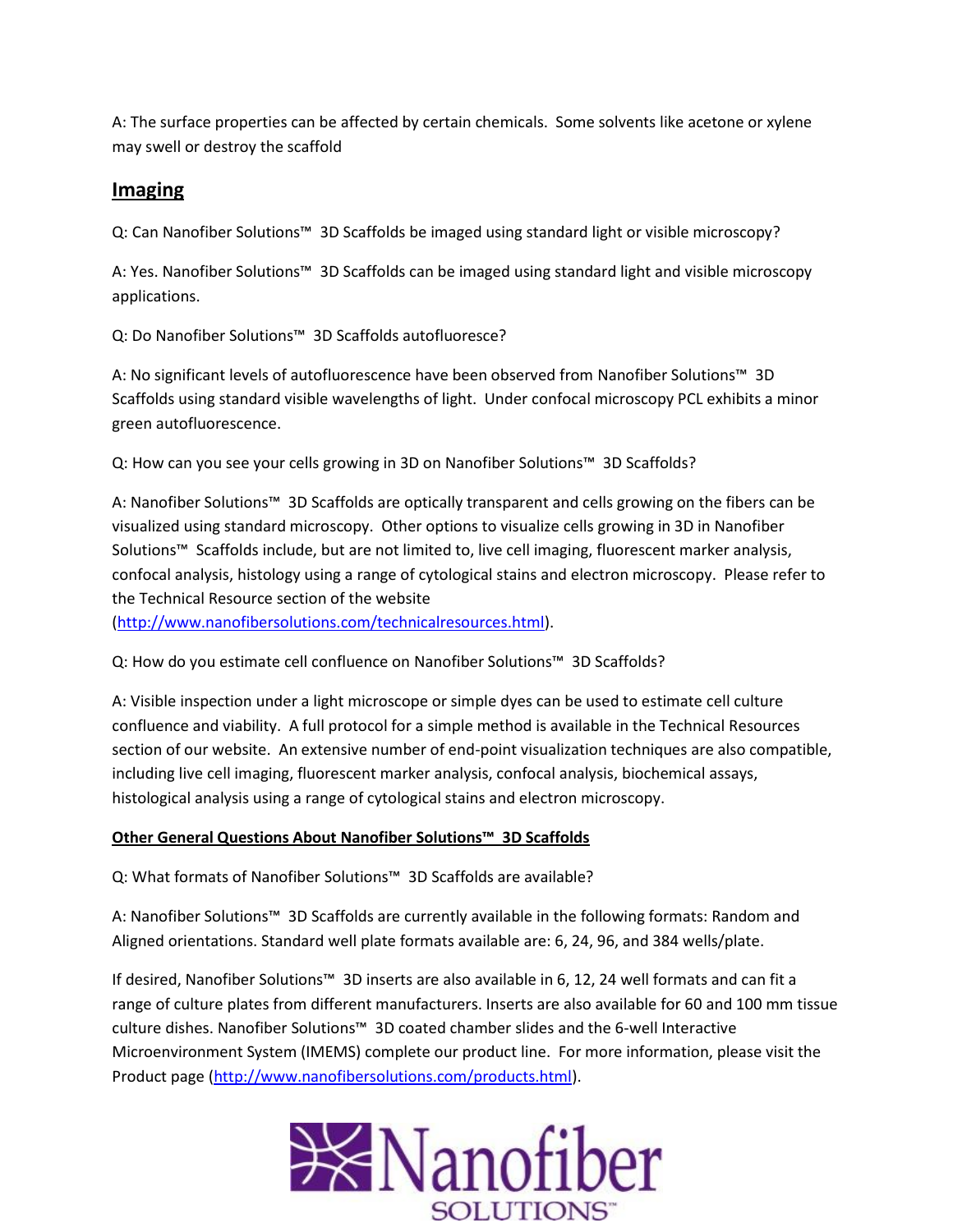A: The surface properties can be affected by certain chemicals. Some solvents like acetone or xylene may swell or destroy the scaffold

## Imaging

Q: Can Nanofiber Solutions™ 3D Scaffolds be imaged using standard light or visible microscopy?

A: Yes. Nanofiber Solutions™ 3D Scaffolds can be imaged using standard light and visible microscopy applications.

Q: Do Nanofiber Solutions™ 3D Scaffolds autofluoresce?

A: No significant levels of autofluorescence have been observed from Nanofiber Solutions™ 3D Scaffolds using standard visible wavelengths of light. Under confocal microscopy PCL exhibits a minor green autofluorescence.

Q: How can you see your cells growing in 3D on Nanofiber Solutions™ 3D Scaffolds?

A: Nanofiber Solutions™ 3D Scaffolds are optically transparent and cells growing on the fibers can be visualized using standard microscopy. Other options to visualize cells growing in 3D in Nanofiber Solutions™ Scaffolds include, but are not limited to, live cell imaging, fluorescent marker analysis, confocal analysis, histology using a range of cytological stains and electron microscopy. Please refer to the Technical Resource section of the website (http://www.nanofibersolutions.com/technicalresources.html).

Q: How do you estimate cell confluence on Nanofiber Solutions™ 3D Scaffolds?

A: Visible inspection under a light microscope or simple dyes can be used to estimate cell culture confluence and viability. A full protocol for a simple method is available in the Technical Resources section of our website. An extensive number of end-point visualization techniques are also compatible, including live cell imaging, fluorescent marker analysis, confocal analysis, biochemical assays, histological analysis using a range of cytological stains and electron microscopy.

### Other General Questions About Nanofiber Solutions™ 3D Scaffolds

Q: What formats of Nanofiber Solutions™ 3D Scaffolds are available?

A: Nanofiber Solutions™ 3D Scaffolds are currently available in the following formats: Random and Aligned orientations. Standard well plate formats available are: 6, 24, 96, and 384 wells/plate.

If desired, Nanofiber Solutions™ 3D inserts are also available in 6, 12, 24 well formats and can fit a range of culture plates from different manufacturers. Inserts are also available for 60 and 100 mm tissue culture dishes. Nanofiber Solutions™ 3D coated chamber slides and the 6-well Interactive Microenvironment System (IMEMS) complete our product line. For more information, please visit the Product page (http://www.nanofibersolutions.com/products.html).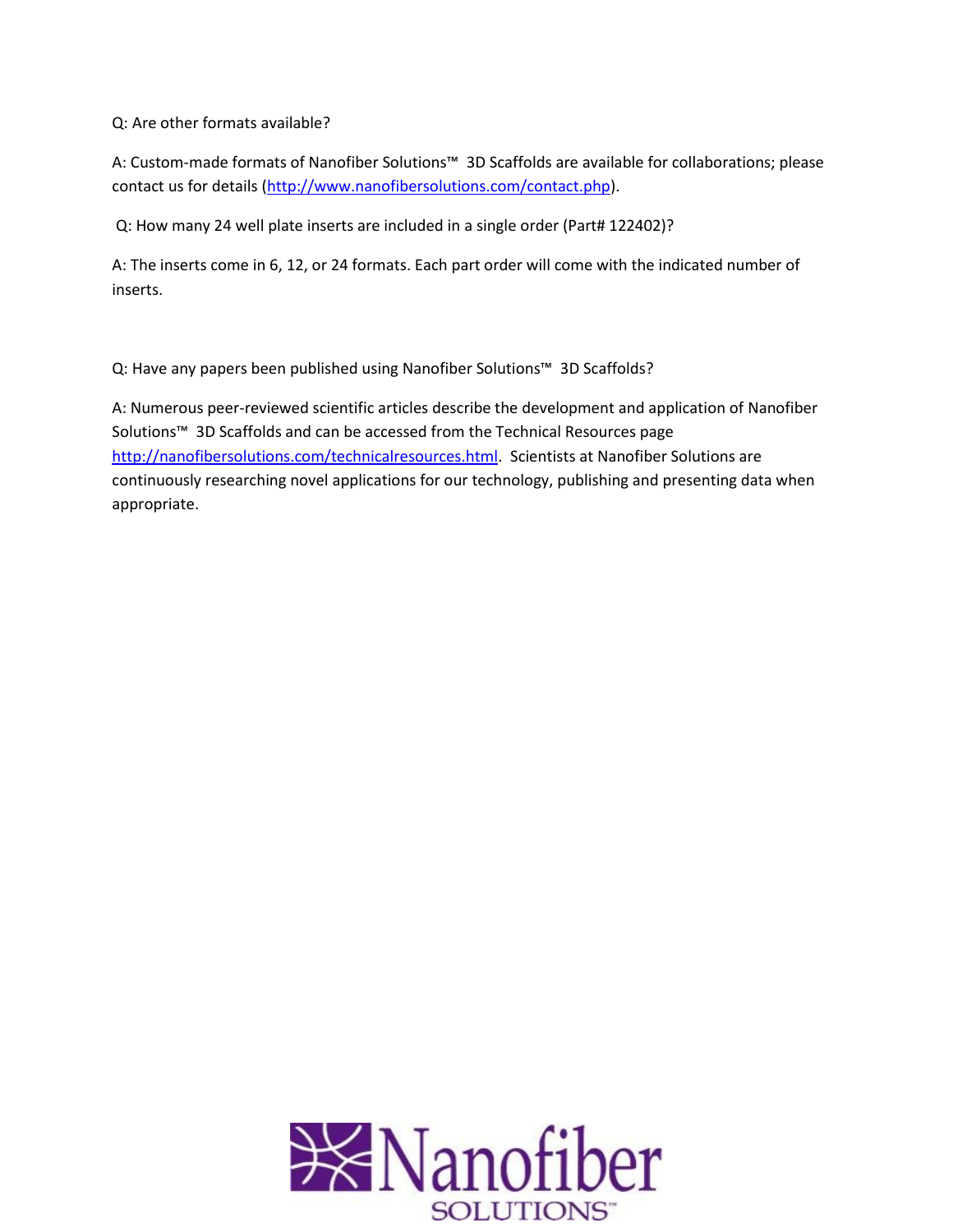Q: Are other formats available?

A: Custom-made formats of Nanofiber Solutions™ 3D Scaffolds are available for collaborations; please contact us for details (http://www.nanofibersolutions.com/contact.php).

Q: How many 24 well plate inserts are included in a single order (Part# 122402)?

A: The inserts come in 6, 12, or 24 formats. Each part order will come with the indicated number of inserts.

Q: Have any papers been published using Nanofiber Solutions™ 3D Scaffolds?

A: Numerous peer-reviewed scientific articles describe the development and application of Nanofiber Solutions™ 3D Scaffolds and can be accessed from the Technical Resources page http://nanofibersolutions.com/technicalresources.html. Scientists at Nanofiber Solutions are continuously researching novel applications for our technology, publishing and presenting data when appropriate.

Nanofiber SOLUTIONS™